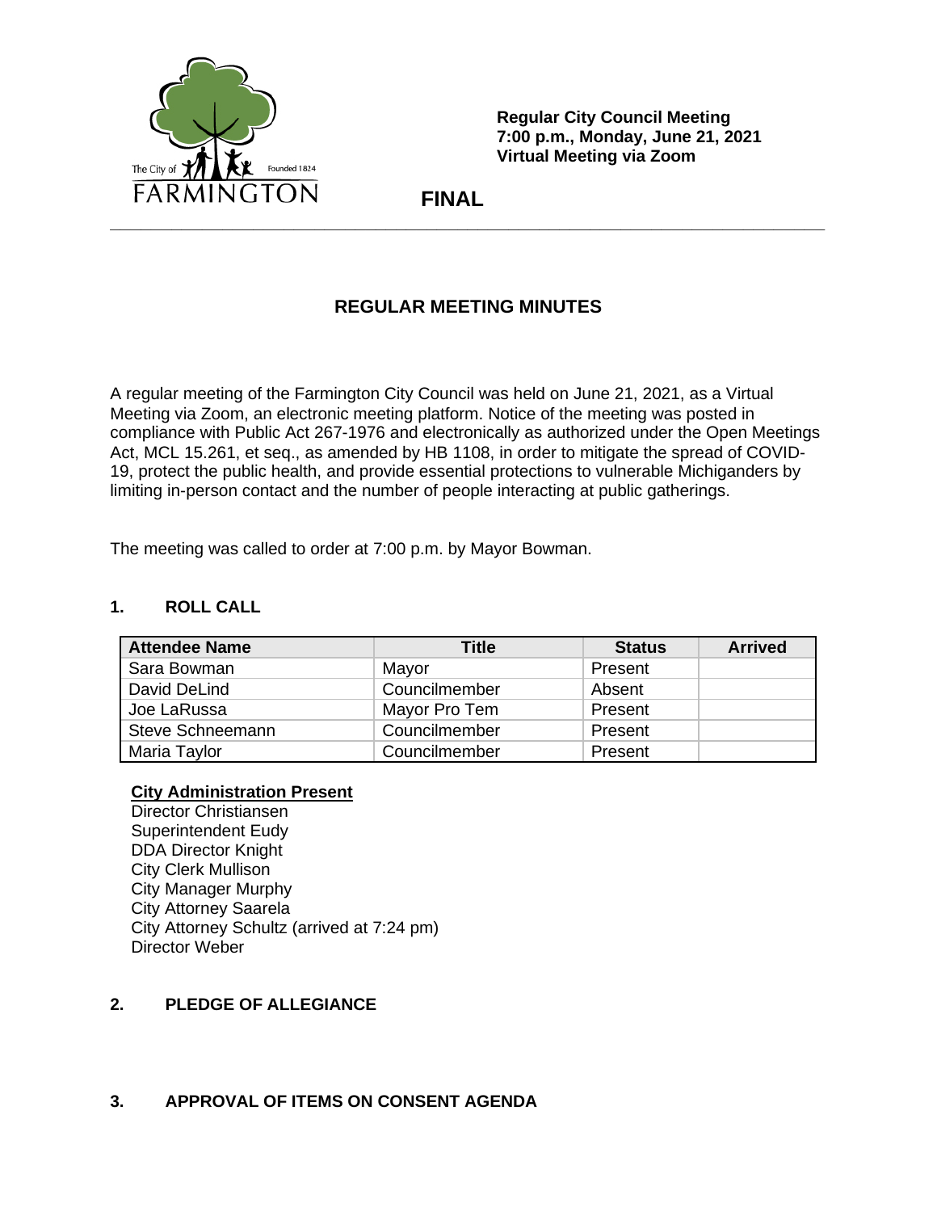The City of Farmington — Founded 1824

**Regular City Council Meeting**
**7:00 p.m., Monday, June 21, 2021**
**Virtual Meeting via Zoom**

**FINAL**

---

## REGULAR MEETING MINUTES

A regular meeting of the Farmington City Council was held on June 21, 2021, as a Virtual Meeting via Zoom, an electronic meeting platform. Notice of the meeting was posted in compliance with Public Act 267-1976 and electronically as authorized under the Open Meetings Act, MCL 15.261, et seq., as amended by HB 1108, in order to mitigate the spread of COVID-19, protect the public health, and provide essential protections to vulnerable Michiganders by limiting in-person contact and the number of people interacting at public gatherings.

The meeting was called to order at 7:00 p.m. by Mayor Bowman.

### 1. ROLL CALL

| Attendee Name | Title | Status | Arrived |
|---|---|---|---|
| Sara Bowman | Mayor | Present | |
| David DeLind | Councilmember | Absent | |
| Joe LaRussa | Mayor Pro Tem | Present | |
| Steve Schneemann | Councilmember | Present | |
| Maria Taylor | Councilmember | Present | |

**City Administration Present**

Director Christiansen
Superintendent Eudy
DDA Director Knight
City Clerk Mullison
City Manager Murphy
City Attorney Saarela
City Attorney Schultz (arrived at 7:24 pm)
Director Weber

### 2. PLEDGE OF ALLEGIANCE

### 3. APPROVAL OF ITEMS ON CONSENT AGENDA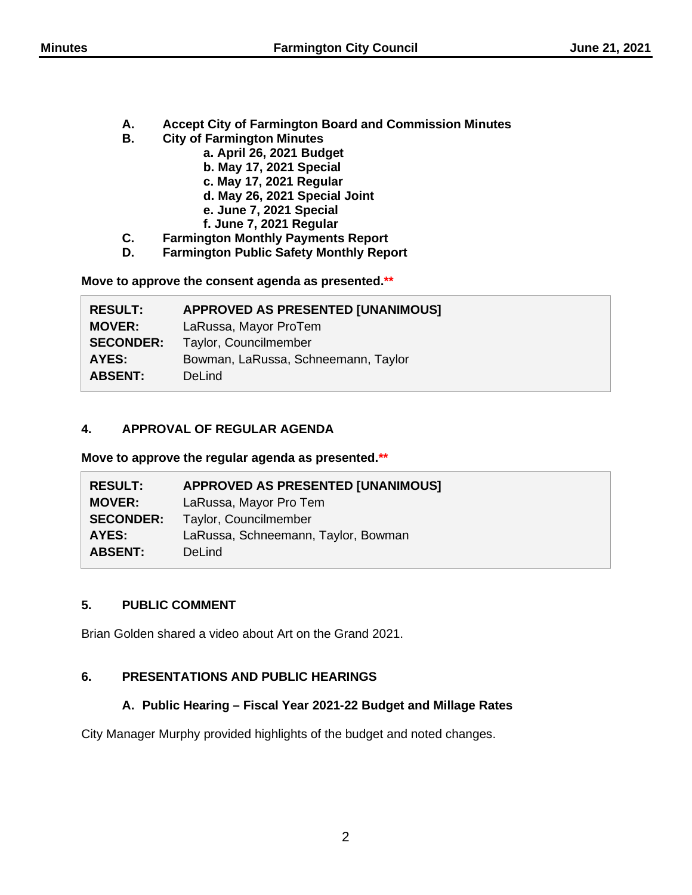- **A. Accept City of Farmington Board and Commission Minutes**
- **B. City of Farmington Minutes**
  - **a. April 26, 2021 Budget**
  - **b. May 17, 2021 Special**
  - **c. May 17, 2021 Regular**
  - **d. May 26, 2021 Special Joint**
  - **e. June 7, 2021 Special**
  - **f. June 7, 2021 Regular**
- **C. Farmington Monthly Payments Report**
- **D. Farmington Public Safety Monthly Report**

**Move to approve the consent agenda as presented.****

| | |
|---|---|
| **RESULT:** | **APPROVED AS PRESENTED [UNANIMOUS]** |
| **MOVER:** | LaRussa, Mayor ProTem |
| **SECONDER:** | Taylor, Councilmember |
| **AYES:** | Bowman, LaRussa, Schneemann, Taylor |
| **ABSENT:** | DeLind |

## 4. APPROVAL OF REGULAR AGENDA

**Move to approve the regular agenda as presented.****

| | |
|---|---|
| **RESULT:** | **APPROVED AS PRESENTED [UNANIMOUS]** |
| **MOVER:** | LaRussa, Mayor Pro Tem |
| **SECONDER:** | Taylor, Councilmember |
| **AYES:** | LaRussa, Schneemann, Taylor, Bowman |
| **ABSENT:** | DeLind |

## 5. PUBLIC COMMENT

Brian Golden shared a video about Art on the Grand 2021.

## 6. PRESENTATIONS AND PUBLIC HEARINGS

### A. Public Hearing – Fiscal Year 2021-22 Budget and Millage Rates

City Manager Murphy provided highlights of the budget and noted changes.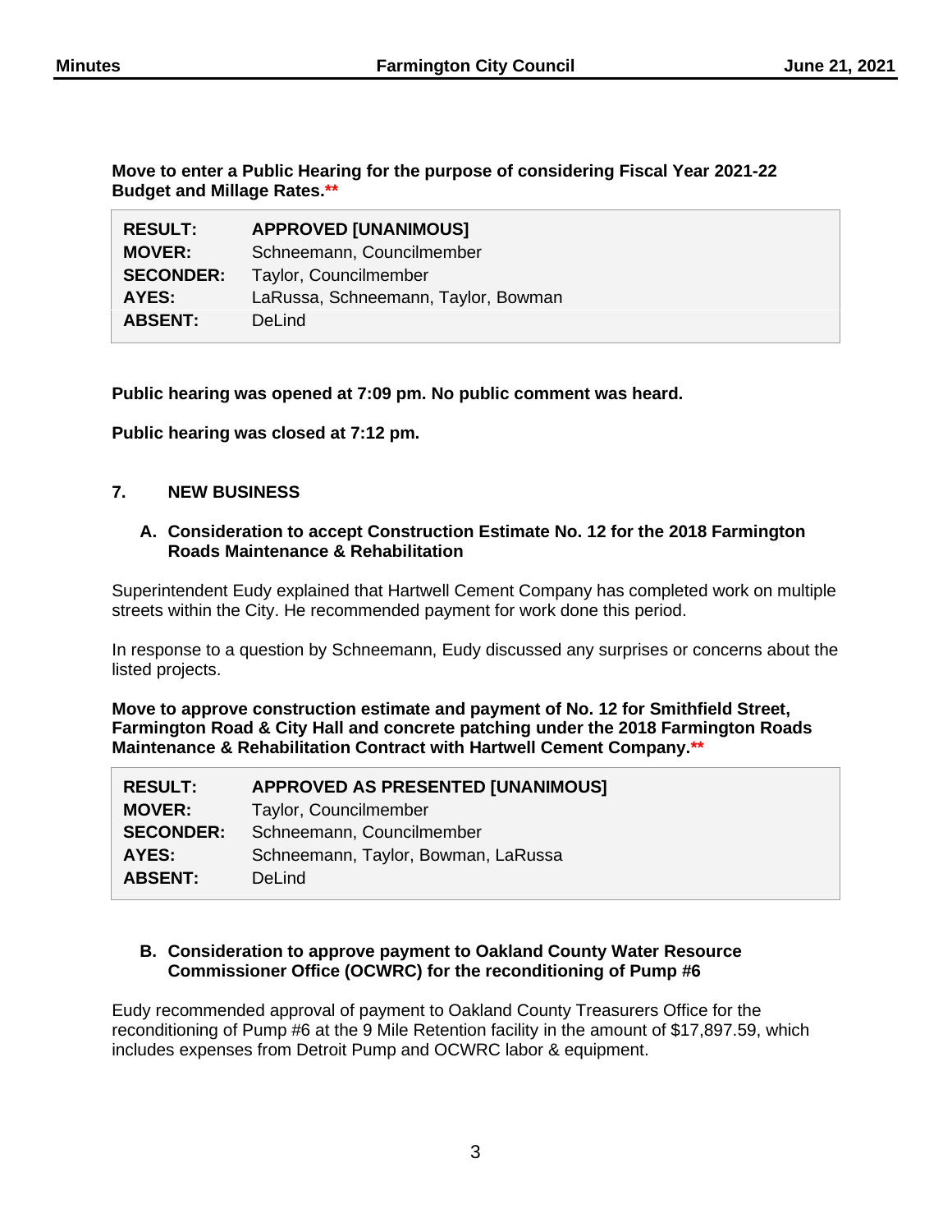**Move to enter a Public Hearing for the purpose of considering Fiscal Year 2021-22 Budget and Millage Rates.\*\***

| | |
|---|---|
| **RESULT:** | **APPROVED [UNANIMOUS]** |
| **MOVER:** | Schneemann, Councilmember |
| **SECONDER:** | Taylor, Councilmember |
| **AYES:** | LaRussa, Schneemann, Taylor, Bowman |
| **ABSENT:** | DeLind |

**Public hearing was opened at 7:09 pm. No public comment was heard.**

**Public hearing was closed at 7:12 pm.**

## 7. NEW BUSINESS

### A. Consideration to accept Construction Estimate No. 12 for the 2018 Farmington Roads Maintenance & Rehabilitation

Superintendent Eudy explained that Hartwell Cement Company has completed work on multiple streets within the City. He recommended payment for work done this period.

In response to a question by Schneemann, Eudy discussed any surprises or concerns about the listed projects.

**Move to approve construction estimate and payment of No. 12 for Smithfield Street, Farmington Road & City Hall and concrete patching under the 2018 Farmington Roads Maintenance & Rehabilitation Contract with Hartwell Cement Company.\*\***

| | |
|---|---|
| **RESULT:** | **APPROVED AS PRESENTED [UNANIMOUS]** |
| **MOVER:** | Taylor, Councilmember |
| **SECONDER:** | Schneemann, Councilmember |
| **AYES:** | Schneemann, Taylor, Bowman, LaRussa |
| **ABSENT:** | DeLind |

### B. Consideration to approve payment to Oakland County Water Resource Commissioner Office (OCWRC) for the reconditioning of Pump #6

Eudy recommended approval of payment to Oakland County Treasurers Office for the reconditioning of Pump #6 at the 9 Mile Retention facility in the amount of $17,897.59, which includes expenses from Detroit Pump and OCWRC labor & equipment.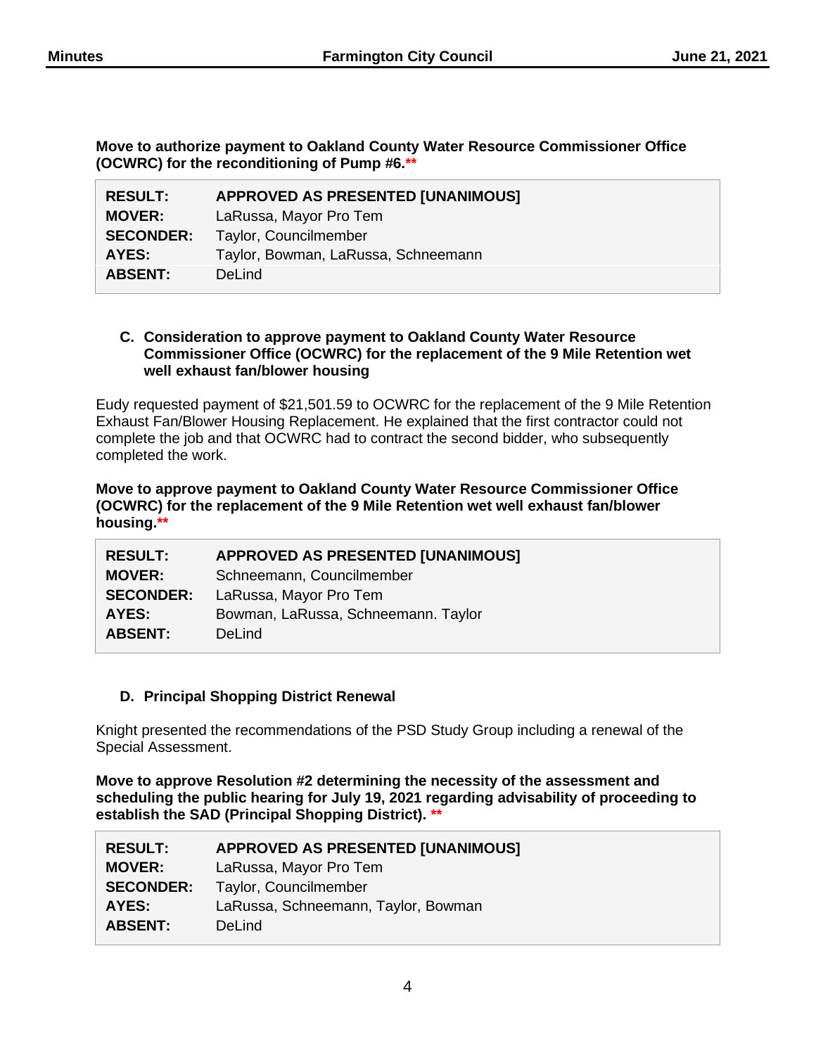**Move to authorize payment to Oakland County Water Resource Commissioner Office (OCWRC) for the reconditioning of Pump #6.****

| | |
|---|---|
| **RESULT:** | **APPROVED AS PRESENTED [UNANIMOUS]** |
| **MOVER:** | LaRussa, Mayor Pro Tem |
| **SECONDER:** | Taylor, Councilmember |
| **AYES:** | Taylor, Bowman, LaRussa, Schneemann |
| **ABSENT:** | DeLind |

### C. Consideration to approve payment to Oakland County Water Resource Commissioner Office (OCWRC) for the replacement of the 9 Mile Retention wet well exhaust fan/blower housing

Eudy requested payment of $21,501.59 to OCWRC for the replacement of the 9 Mile Retention Exhaust Fan/Blower Housing Replacement. He explained that the first contractor could not complete the job and that OCWRC had to contract the second bidder, who subsequently completed the work.

**Move to approve payment to Oakland County Water Resource Commissioner Office (OCWRC) for the replacement of the 9 Mile Retention wet well exhaust fan/blower housing.****

| | |
|---|---|
| **RESULT:** | **APPROVED AS PRESENTED [UNANIMOUS]** |
| **MOVER:** | Schneemann, Councilmember |
| **SECONDER:** | LaRussa, Mayor Pro Tem |
| **AYES:** | Bowman, LaRussa, Schneemann. Taylor |
| **ABSENT:** | DeLind |

### D. Principal Shopping District Renewal

Knight presented the recommendations of the PSD Study Group including a renewal of the Special Assessment.

**Move to approve Resolution #2 determining the necessity of the assessment and scheduling the public hearing for July 19, 2021 regarding advisability of proceeding to establish the SAD (Principal Shopping District). ****

| | |
|---|---|
| **RESULT:** | **APPROVED AS PRESENTED [UNANIMOUS]** |
| **MOVER:** | LaRussa, Mayor Pro Tem |
| **SECONDER:** | Taylor, Councilmember |
| **AYES:** | LaRussa, Schneemann, Taylor, Bowman |
| **ABSENT:** | DeLind |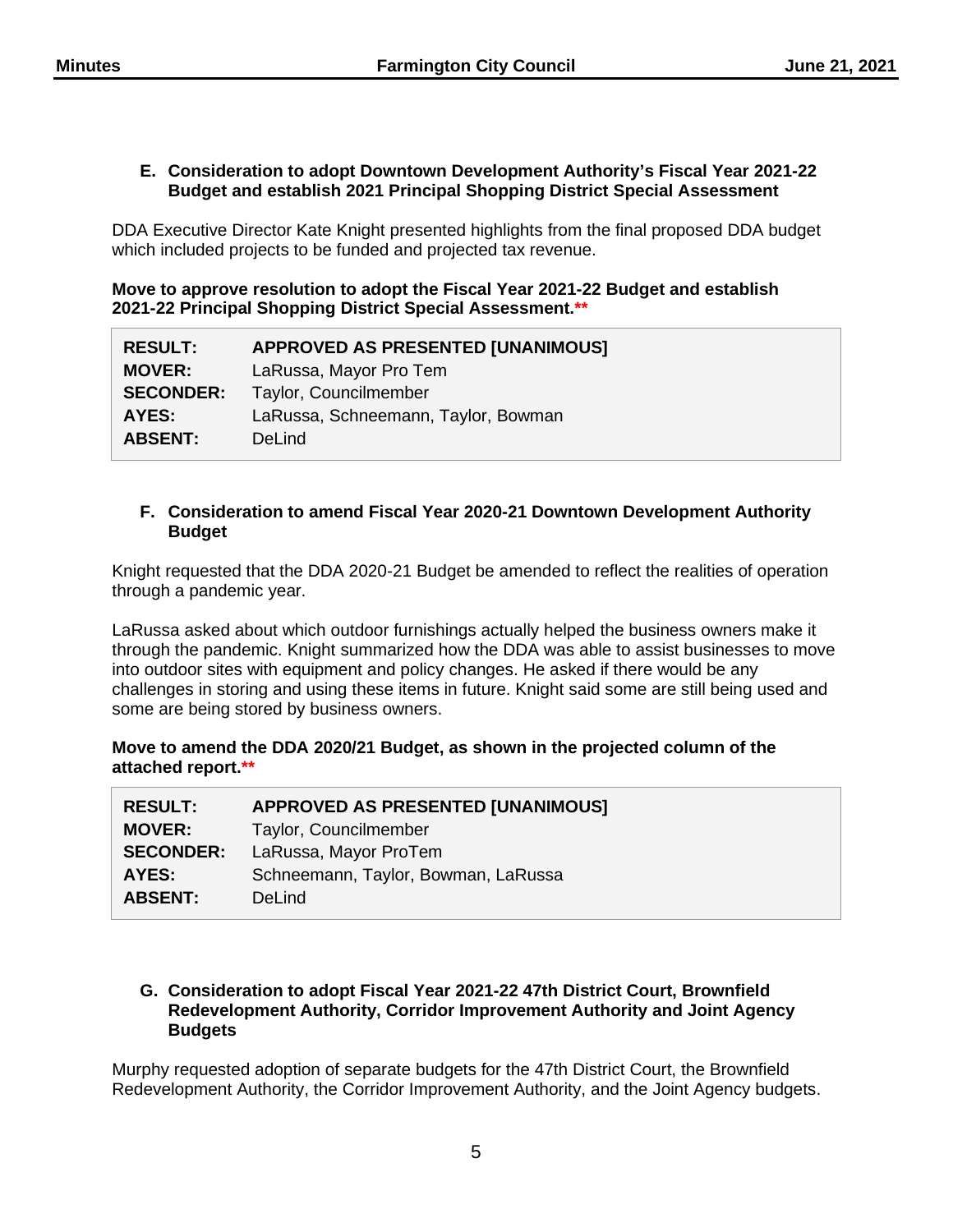### E. Consideration to adopt Downtown Development Authority's Fiscal Year 2021-22 Budget and establish 2021 Principal Shopping District Special Assessment

DDA Executive Director Kate Knight presented highlights from the final proposed DDA budget which included projects to be funded and projected tax revenue.

**Move to approve resolution to adopt the Fiscal Year 2021-22 Budget and establish 2021-22 Principal Shopping District Special Assessment.\*\***

| | |
|---|---|
| **RESULT:** | **APPROVED AS PRESENTED [UNANIMOUS]** |
| **MOVER:** | LaRussa, Mayor Pro Tem |
| **SECONDER:** | Taylor, Councilmember |
| **AYES:** | LaRussa, Schneemann, Taylor, Bowman |
| **ABSENT:** | DeLind |

### F. Consideration to amend Fiscal Year 2020-21 Downtown Development Authority Budget

Knight requested that the DDA 2020-21 Budget be amended to reflect the realities of operation through a pandemic year.

LaRussa asked about which outdoor furnishings actually helped the business owners make it through the pandemic. Knight summarized how the DDA was able to assist businesses to move into outdoor sites with equipment and policy changes. He asked if there would be any challenges in storing and using these items in future. Knight said some are still being used and some are being stored by business owners.

**Move to amend the DDA 2020/21 Budget, as shown in the projected column of the attached report.\*\***

| | |
|---|---|
| **RESULT:** | **APPROVED AS PRESENTED [UNANIMOUS]** |
| **MOVER:** | Taylor, Councilmember |
| **SECONDER:** | LaRussa, Mayor ProTem |
| **AYES:** | Schneemann, Taylor, Bowman, LaRussa |
| **ABSENT:** | DeLind |

### G. Consideration to adopt Fiscal Year 2021-22 47th District Court, Brownfield Redevelopment Authority, Corridor Improvement Authority and Joint Agency Budgets

Murphy requested adoption of separate budgets for the 47th District Court, the Brownfield Redevelopment Authority, the Corridor Improvement Authority, and the Joint Agency budgets.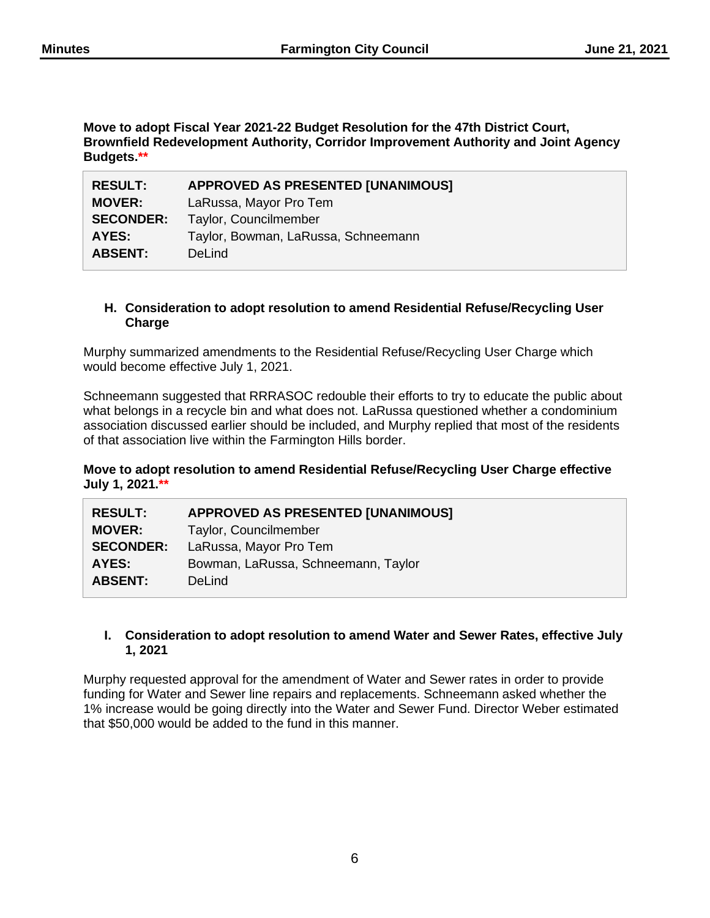**Move to adopt Fiscal Year 2021-22 Budget Resolution for the 47th District Court, Brownfield Redevelopment Authority, Corridor Improvement Authority and Joint Agency Budgets.****

| | |
|---|---|
| **RESULT:** | **APPROVED AS PRESENTED [UNANIMOUS]** |
| **MOVER:** | LaRussa, Mayor Pro Tem |
| **SECONDER:** | Taylor, Councilmember |
| **AYES:** | Taylor, Bowman, LaRussa, Schneemann |
| **ABSENT:** | DeLind |

### H. Consideration to adopt resolution to amend Residential Refuse/Recycling User Charge

Murphy summarized amendments to the Residential Refuse/Recycling User Charge which would become effective July 1, 2021.

Schneemann suggested that RRRASOC redouble their efforts to try to educate the public about what belongs in a recycle bin and what does not. LaRussa questioned whether a condominium association discussed earlier should be included, and Murphy replied that most of the residents of that association live within the Farmington Hills border.

**Move to adopt resolution to amend Residential Refuse/Recycling User Charge effective July 1, 2021.****

| | |
|---|---|
| **RESULT:** | **APPROVED AS PRESENTED [UNANIMOUS]** |
| **MOVER:** | Taylor, Councilmember |
| **SECONDER:** | LaRussa, Mayor Pro Tem |
| **AYES:** | Bowman, LaRussa, Schneemann, Taylor |
| **ABSENT:** | DeLind |

### I. Consideration to adopt resolution to amend Water and Sewer Rates, effective July 1, 2021

Murphy requested approval for the amendment of Water and Sewer rates in order to provide funding for Water and Sewer line repairs and replacements. Schneemann asked whether the 1% increase would be going directly into the Water and Sewer Fund. Director Weber estimated that $50,000 would be added to the fund in this manner.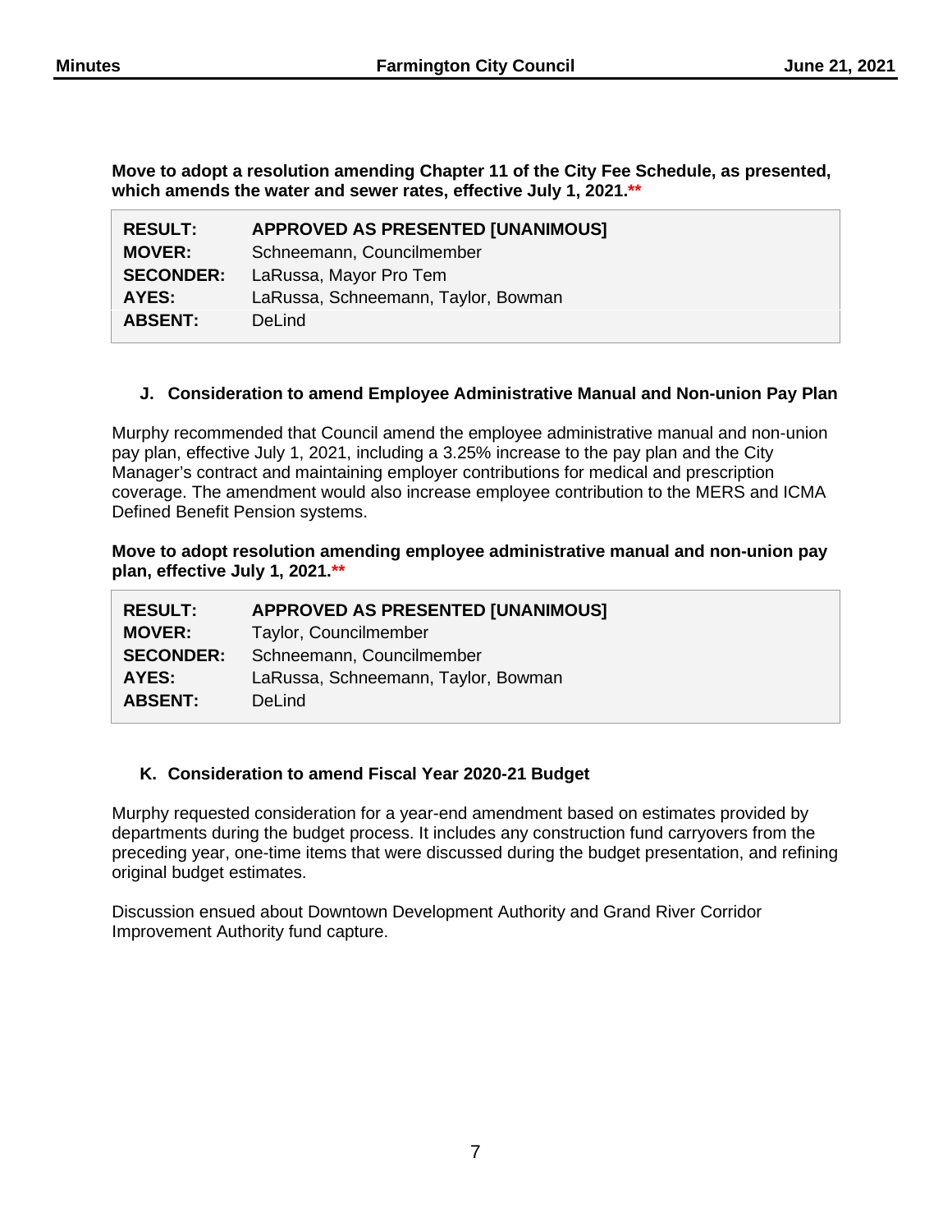**Move to adopt a resolution amending Chapter 11 of the City Fee Schedule, as presented, which amends the water and sewer rates, effective July 1, 2021.\*\***

| | |
|---|---|
| **RESULT:** | **APPROVED AS PRESENTED [UNANIMOUS]** |
| **MOVER:** | Schneemann, Councilmember |
| **SECONDER:** | LaRussa, Mayor Pro Tem |
| **AYES:** | LaRussa, Schneemann, Taylor, Bowman |
| **ABSENT:** | DeLind |

### J. Consideration to amend Employee Administrative Manual and Non-union Pay Plan

Murphy recommended that Council amend the employee administrative manual and non-union pay plan, effective July 1, 2021, including a 3.25% increase to the pay plan and the City Manager's contract and maintaining employer contributions for medical and prescription coverage. The amendment would also increase employee contribution to the MERS and ICMA Defined Benefit Pension systems.

**Move to adopt resolution amending employee administrative manual and non-union pay plan, effective July 1, 2021.\*\***

| | |
|---|---|
| **RESULT:** | **APPROVED AS PRESENTED [UNANIMOUS]** |
| **MOVER:** | Taylor, Councilmember |
| **SECONDER:** | Schneemann, Councilmember |
| **AYES:** | LaRussa, Schneemann, Taylor, Bowman |
| **ABSENT:** | DeLind |

### K. Consideration to amend Fiscal Year 2020-21 Budget

Murphy requested consideration for a year-end amendment based on estimates provided by departments during the budget process. It includes any construction fund carryovers from the preceding year, one-time items that were discussed during the budget presentation, and refining original budget estimates.

Discussion ensued about Downtown Development Authority and Grand River Corridor Improvement Authority fund capture.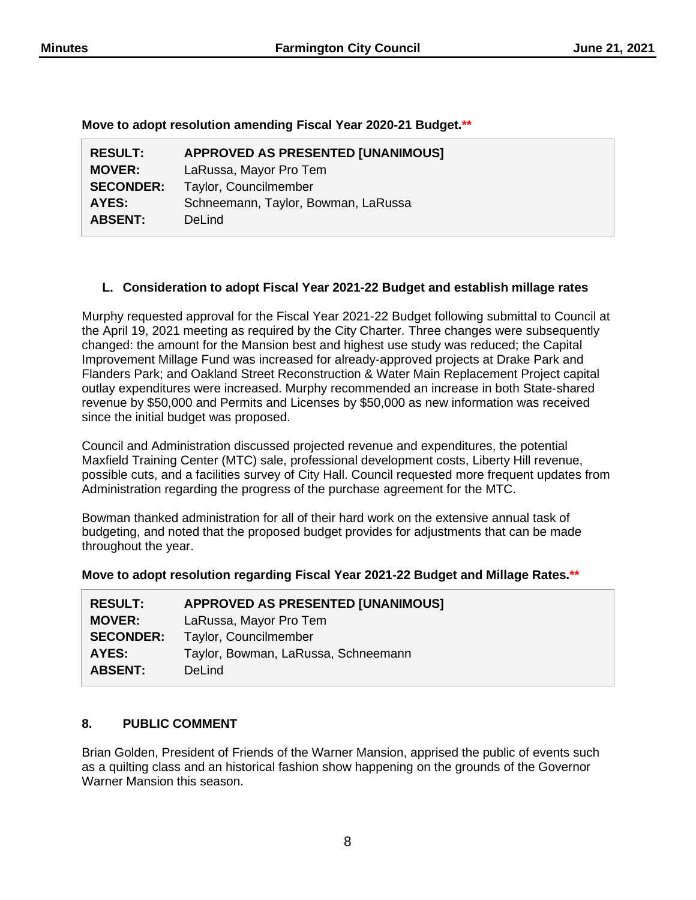**Move to adopt resolution amending Fiscal Year 2020-21 Budget.\*\***

| | |
|---|---|
| **RESULT:** | **APPROVED AS PRESENTED [UNANIMOUS]** |
| **MOVER:** | LaRussa, Mayor Pro Tem |
| **SECONDER:** | Taylor, Councilmember |
| **AYES:** | Schneemann, Taylor, Bowman, LaRussa |
| **ABSENT:** | DeLind |

### L. Consideration to adopt Fiscal Year 2021-22 Budget and establish millage rates

Murphy requested approval for the Fiscal Year 2021-22 Budget following submittal to Council at the April 19, 2021 meeting as required by the City Charter. Three changes were subsequently changed: the amount for the Mansion best and highest use study was reduced; the Capital Improvement Millage Fund was increased for already-approved projects at Drake Park and Flanders Park; and Oakland Street Reconstruction & Water Main Replacement Project capital outlay expenditures were increased. Murphy recommended an increase in both State-shared revenue by $50,000 and Permits and Licenses by $50,000 as new information was received since the initial budget was proposed.

Council and Administration discussed projected revenue and expenditures, the potential Maxfield Training Center (MTC) sale, professional development costs, Liberty Hill revenue, possible cuts, and a facilities survey of City Hall. Council requested more frequent updates from Administration regarding the progress of the purchase agreement for the MTC.

Bowman thanked administration for all of their hard work on the extensive annual task of budgeting, and noted that the proposed budget provides for adjustments that can be made throughout the year.

**Move to adopt resolution regarding Fiscal Year 2021-22 Budget and Millage Rates.\*\***

| | |
|---|---|
| **RESULT:** | **APPROVED AS PRESENTED [UNANIMOUS]** |
| **MOVER:** | LaRussa, Mayor Pro Tem |
| **SECONDER:** | Taylor, Councilmember |
| **AYES:** | Taylor, Bowman, LaRussa, Schneemann |
| **ABSENT:** | DeLind |

## 8. PUBLIC COMMENT

Brian Golden, President of Friends of the Warner Mansion, apprised the public of events such as a quilting class and an historical fashion show happening on the grounds of the Governor Warner Mansion this season.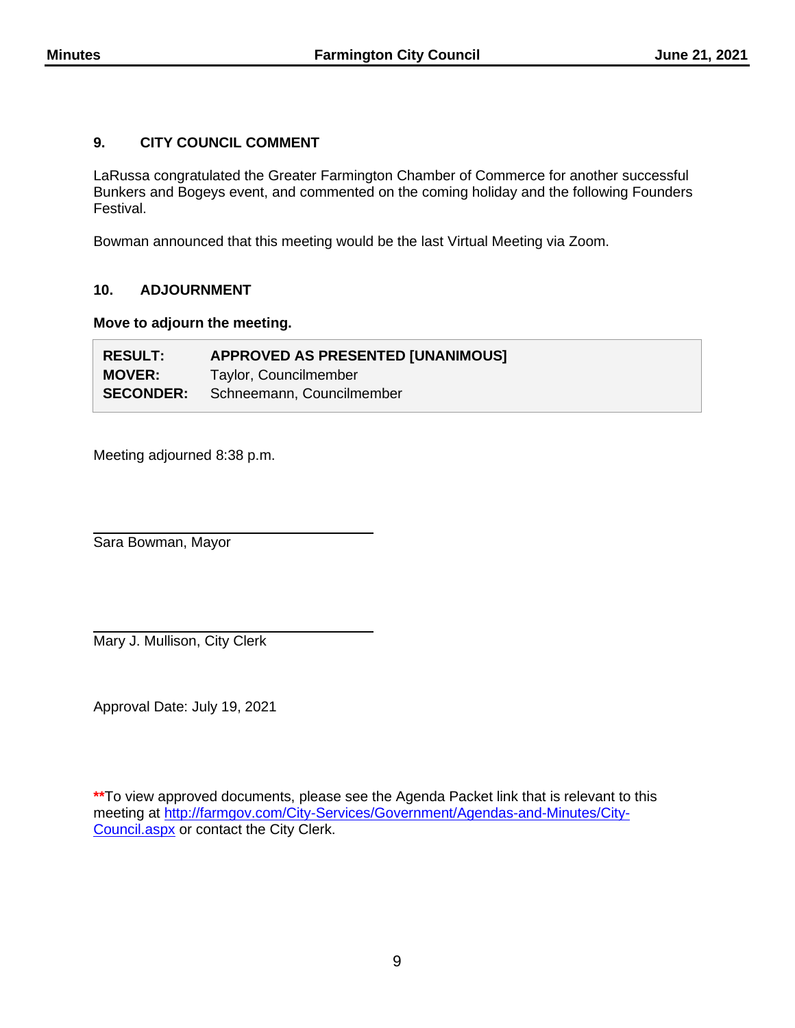## 9. CITY COUNCIL COMMENT

LaRussa congratulated the Greater Farmington Chamber of Commerce for another successful Bunkers and Bogeys event, and commented on the coming holiday and the following Founders Festival.

Bowman announced that this meeting would be the last Virtual Meeting via Zoom.

## 10. ADJOURNMENT

**Move to adjourn the meeting.**

| | |
|---|---|
| **RESULT:** | **APPROVED AS PRESENTED [UNANIMOUS]** |
| **MOVER:** | Taylor, Councilmember |
| **SECONDER:** | Schneemann, Councilmember |

Meeting adjourned 8:38 p.m.

Sara Bowman, Mayor

Mary J. Mullison, City Clerk

Approval Date: July 19, 2021

**To view approved documents, please see the Agenda Packet link that is relevant to this meeting at http://farmgov.com/City-Services/Government/Agendas-and-Minutes/City-Council.aspx or contact the City Clerk.